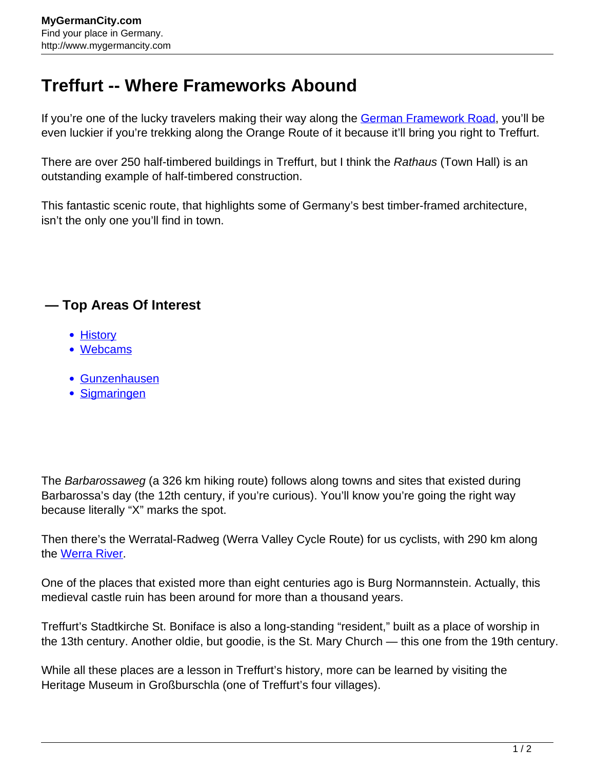# Treffurt -- Where Frameworks Abound

If you're one of the lucky travelers making their way along the German Framework Road, you'll be even luckier if you're trekking along the Orange Route of it because it'll bring you right to Treffurt.

There are over 250 half-timbered buildings in Treffurt, but I think the *Rathaus* (Town Hall) is an outstanding example of half-timbered construction.

This fantastic scenic route, that highlights some of Germany's best timber-framed architecture, isn't the only one you'll find in town.

## — Top Areas Of Interest

- History
- Webcams

- Gunzenhausen
- Sigmaringen

The *Barbarossaweg* (a 326 km hiking route) follows along towns and sites that existed during Barbarossa's day (the 12th century, if you're curious). You'll know you're going the right way because literally "X" marks the spot.

Then there's the Werratal-Radweg (Werra Valley Cycle Route) for us cyclists, with 290 km along the Werra River.

One of the places that existed more than eight centuries ago is Burg Normannstein. Actually, this medieval castle ruin has been around for more than a thousand years.

Treffurt's Stadtkirche St. Boniface is also a long-standing "resident," built as a place of worship in the 13th century. Another oldie, but goodie, is the St. Mary Church — this one from the 19th century.

While all these places are a lesson in Treffurt's history, more can be learned by visiting the Heritage Museum in Großburschla (one of Treffurt's four villages).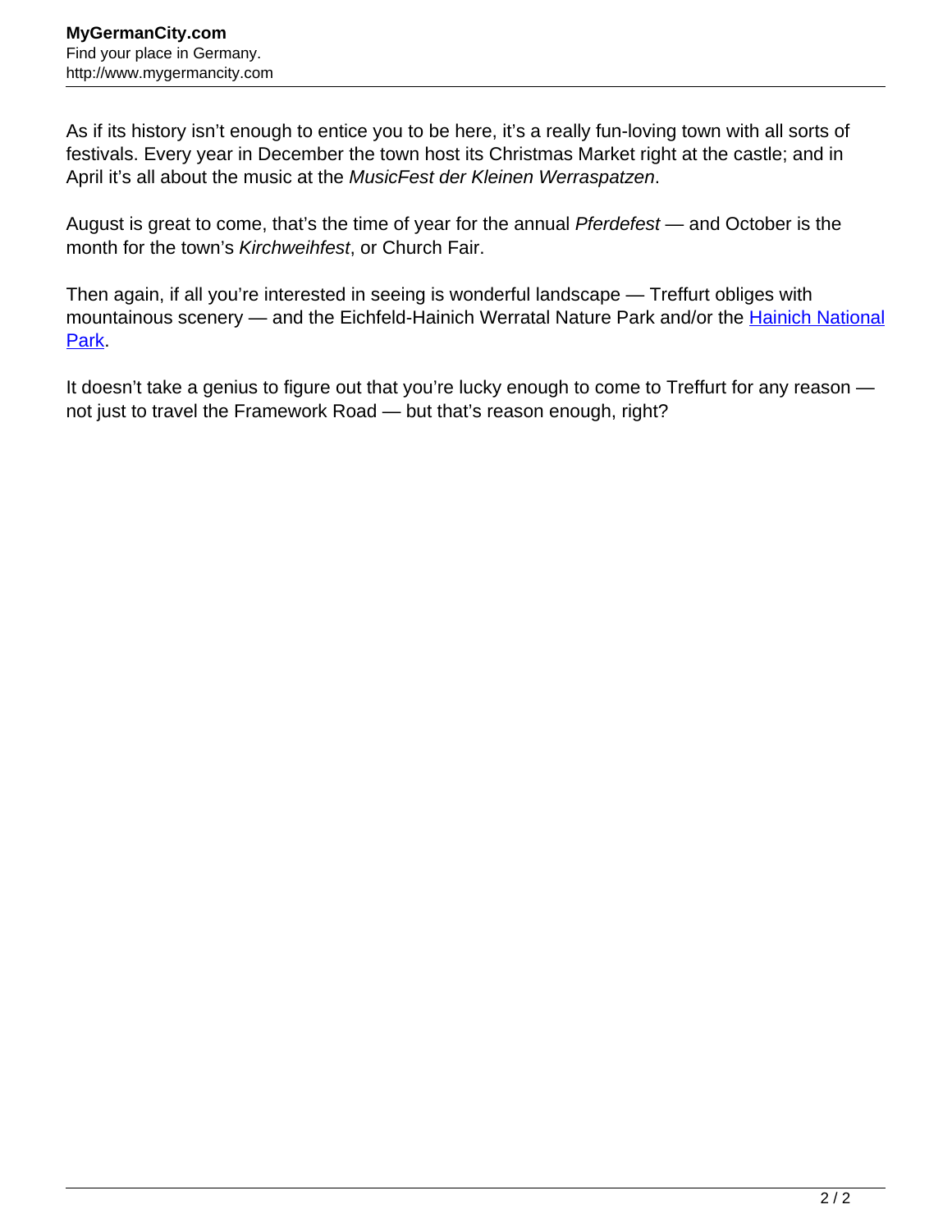As if its history isn't enough to entice you to be here, it's a really fun-loving town with all sorts of festivals. Every year in December the town host its Christmas Market right at the castle; and in April it's all about the music at the *MusicFest der Kleinen Werraspatzen*.

August is great to come, that's the time of year for the annual *Pferdefest* — and October is the month for the town's *Kirchweihfest*, or Church Fair.

Then again, if all you're interested in seeing is wonderful landscape — Treffurt obliges with mountainous scenery — and the Eichfeld-Hainich Werratal Nature Park and/or the Hainich National Park.

It doesn't take a genius to figure out that you're lucky enough to come to Treffurt for any reason — not just to travel the Framework Road — but that's reason enough, right?